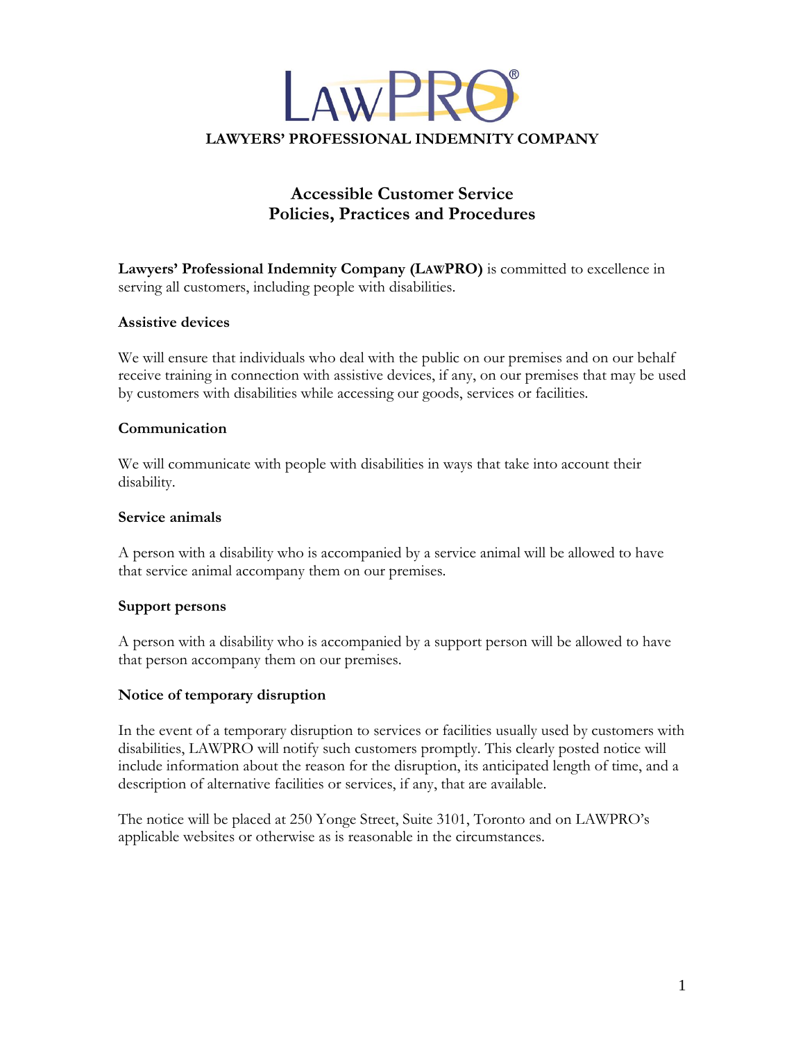LAWPRO®

**LAWYERS' PROFESSIONAL INDEMNITY COMPANY**

# Accessible Customer Service
# Policies, Practices and Procedures

**Lawyers' Professional Indemnity Company (LAWPRO)** is committed to excellence in serving all customers, including people with disabilities.

### Assistive devices

We will ensure that individuals who deal with the public on our premises and on our behalf receive training in connection with assistive devices, if any, on our premises that may be used by customers with disabilities while accessing our goods, services or facilities.

### Communication

We will communicate with people with disabilities in ways that take into account their disability.

### Service animals

A person with a disability who is accompanied by a service animal will be allowed to have that service animal accompany them on our premises.

### Support persons

A person with a disability who is accompanied by a support person will be allowed to have that person accompany them on our premises.

### Notice of temporary disruption

In the event of a temporary disruption to services or facilities usually used by customers with disabilities, LAWPRO will notify such customers promptly. This clearly posted notice will include information about the reason for the disruption, its anticipated length of time, and a description of alternative facilities or services, if any, that are available.

The notice will be placed at 250 Yonge Street, Suite 3101, Toronto and on LAWPRO's applicable websites or otherwise as is reasonable in the circumstances.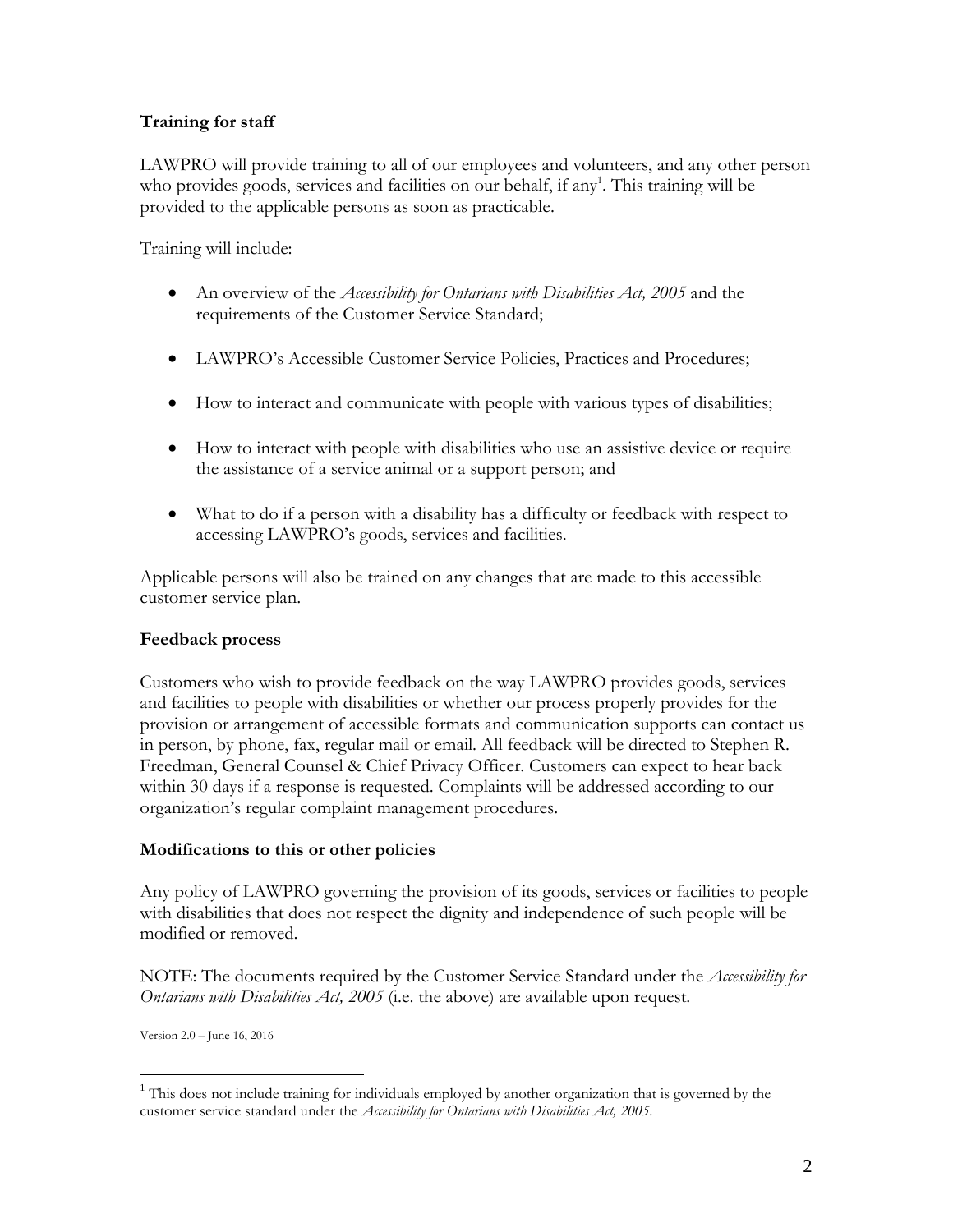**Training for staff**

LAWPRO will provide training to all of our employees and volunteers, and any other person who provides goods, services and facilities on our behalf, if any[1]. This training will be provided to the applicable persons as soon as practicable.

Training will include:

- An overview of the *Accessibility for Ontarians with Disabilities Act, 2005* and the requirements of the Customer Service Standard;
- LAWPRO's Accessible Customer Service Policies, Practices and Procedures;
- How to interact and communicate with people with various types of disabilities;
- How to interact with people with disabilities who use an assistive device or require the assistance of a service animal or a support person; and
- What to do if a person with a disability has a difficulty or feedback with respect to accessing LAWPRO's goods, services and facilities.

Applicable persons will also be trained on any changes that are made to this accessible customer service plan.

**Feedback process**

Customers who wish to provide feedback on the way LAWPRO provides goods, services and facilities to people with disabilities or whether our process properly provides for the provision or arrangement of accessible formats and communication supports can contact us in person, by phone, fax, regular mail or email. All feedback will be directed to Stephen R. Freedman, General Counsel & Chief Privacy Officer. Customers can expect to hear back within 30 days if a response is requested. Complaints will be addressed according to our organization's regular complaint management procedures.

**Modifications to this or other policies**

Any policy of LAWPRO governing the provision of its goods, services or facilities to people with disabilities that does not respect the dignity and independence of such people will be modified or removed.

NOTE: The documents required by the Customer Service Standard under the *Accessibility for Ontarians with Disabilities Act, 2005* (i.e. the above) are available upon request.

Version 2.0 – June 16, 2016

[1] This does not include training for individuals employed by another organization that is governed by the customer service standard under the *Accessibility for Ontarians with Disabilities Act, 2005*.